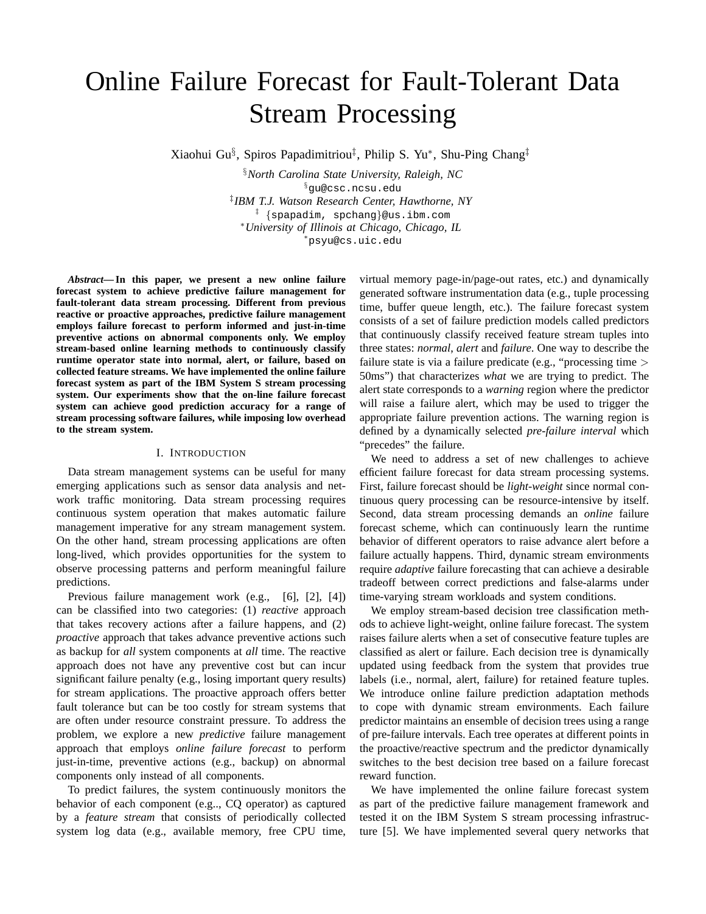# Online Failure Forecast for Fault-Tolerant Data Stream Processing

Xiaohui Gu[§], Spiros Papadimitriou[‡], Philip S. Yu[*], Shu-Ping Chang[‡]

[§]*North Carolina State University, Raleigh, NC*
[§]gu@csc.ncsu.edu
[‡]*IBM T.J. Watson Research Center, Hawthorne, NY*
[‡] {spapadim, spchang}@us.ibm.com
[*]*University of Illinois at Chicago, Chicago, IL*
[*]psyu@cs.uic.edu

***Abstract*— In this paper, we present a new online failure forecast system to achieve predictive failure management for fault-tolerant data stream processing. Different from previous reactive or proactive approaches, predictive failure management employs failure forecast to perform informed and just-in-time preventive actions on abnormal components only. We employ stream-based online learning methods to continuously classify runtime operator state into normal, alert, or failure, based on collected feature streams. We have implemented the online failure forecast system as part of the IBM System S stream processing system. Our experiments show that the on-line failure forecast system can achieve good prediction accuracy for a range of stream processing software failures, while imposing low overhead to the stream system.**

## I. Introduction

Data stream management systems can be useful for many emerging applications such as sensor data analysis and network traffic monitoring. Data stream processing requires continuous system operation that makes automatic failure management imperative for any stream management system. On the other hand, stream processing applications are often long-lived, which provides opportunities for the system to observe processing patterns and perform meaningful failure predictions.

Previous failure management work (e.g., [6], [2], [4]) can be classified into two categories: (1) *reactive* approach that takes recovery actions after a failure happens, and (2) *proactive* approach that takes advance preventive actions such as backup for *all* system components at *all* time. The reactive approach does not have any preventive cost but can incur significant failure penalty (e.g., losing important query results) for stream applications. The proactive approach offers better fault tolerance but can be too costly for stream systems that are often under resource constraint pressure. To address the problem, we explore a new *predictive* failure management approach that employs *online failure forecast* to perform just-in-time, preventive actions (e.g., backup) on abnormal components only instead of all components.

To predict failures, the system continuously monitors the behavior of each component (e.g.., CQ operator) as captured by a *feature stream* that consists of periodically collected system log data (e.g., available memory, free CPU time, virtual memory page-in/page-out rates, etc.) and dynamically generated software instrumentation data (e.g., tuple processing time, buffer queue length, etc.). The failure forecast system consists of a set of failure prediction models called predictors that continuously classify received feature stream tuples into three states: *normal*, *alert* and *failure*. One way to describe the failure state is via a failure predicate (e.g., "processing time > 50ms") that characterizes *what* we are trying to predict. The alert state corresponds to a *warning* region where the predictor will raise a failure alert, which may be used to trigger the appropriate failure prevention actions. The warning region is defined by a dynamically selected *pre-failure interval* which "precedes" the failure.

We need to address a set of new challenges to achieve efficient failure forecast for data stream processing systems. First, failure forecast should be *light-weight* since normal continuous query processing can be resource-intensive by itself. Second, data stream processing demands an *online* failure forecast scheme, which can continuously learn the runtime behavior of different operators to raise advance alert before a failure actually happens. Third, dynamic stream environments require *adaptive* failure forecasting that can achieve a desirable tradeoff between correct predictions and false-alarms under time-varying stream workloads and system conditions.

We employ stream-based decision tree classification methods to achieve light-weight, online failure forecast. The system raises failure alerts when a set of consecutive feature tuples are classified as alert or failure. Each decision tree is dynamically updated using feedback from the system that provides true labels (i.e., normal, alert, failure) for retained feature tuples. We introduce online failure prediction adaptation methods to cope with dynamic stream environments. Each failure predictor maintains an ensemble of decision trees using a range of pre-failure intervals. Each tree operates at different points in the proactive/reactive spectrum and the predictor dynamically switches to the best decision tree based on a failure forecast reward function.

We have implemented the online failure forecast system as part of the predictive failure management framework and tested it on the IBM System S stream processing infrastructure [5]. We have implemented several query networks that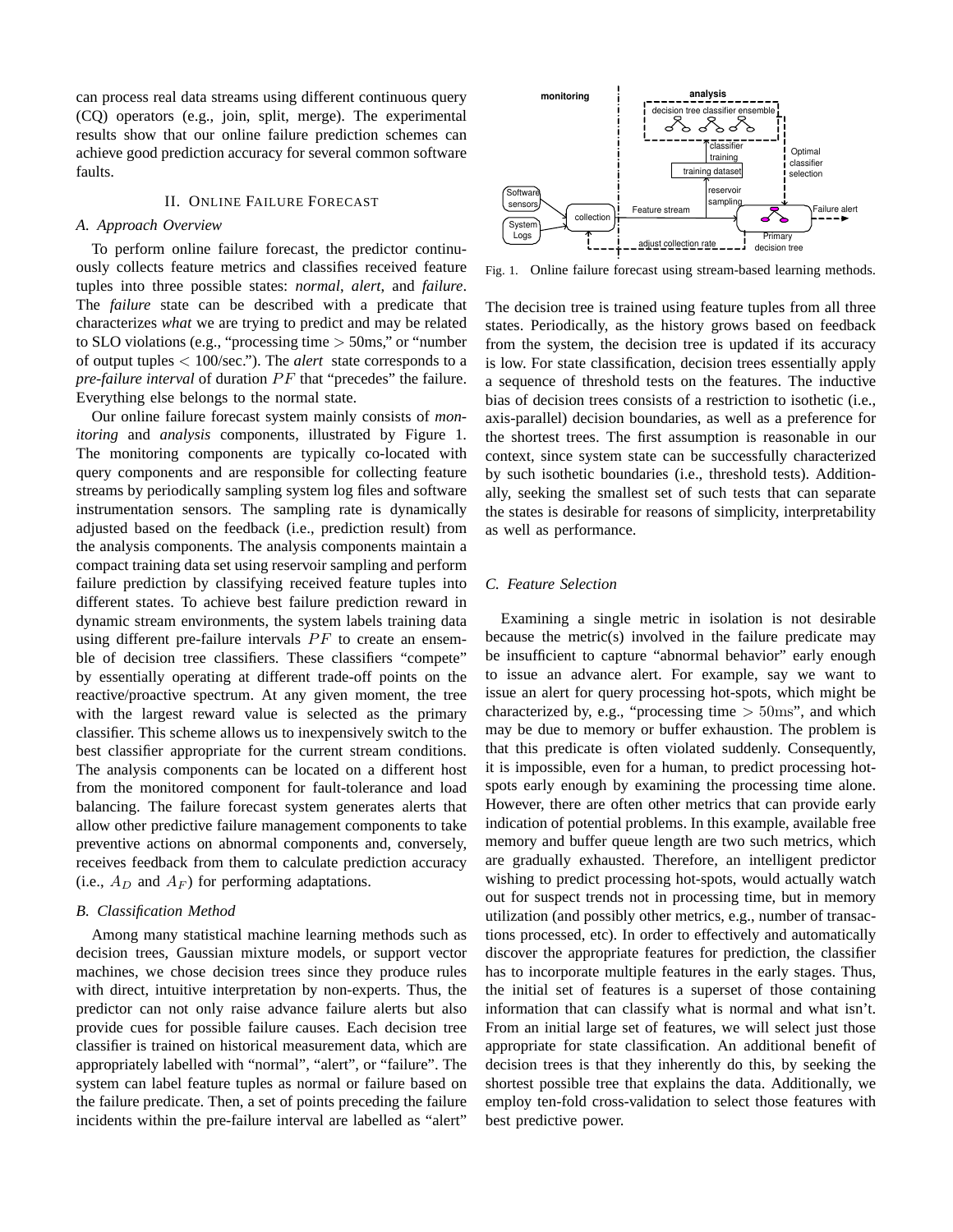can process real data streams using different continuous query (CQ) operators (e.g., join, split, merge). The experimental results show that our online failure prediction schemes can achieve good prediction accuracy for several common software faults.

## II. Online Failure Forecast

### A. Approach Overview

To perform online failure forecast, the predictor continuously collects feature metrics and classifies received feature tuples into three possible states: *normal*, *alert*, and *failure*. The *failure* state can be described with a predicate that characterizes *what* we are trying to predict and may be related to SLO violations (e.g., "processing time > 50ms," or "number of output tuples < 100/sec."). The *alert* state corresponds to a *pre-failure interval* of duration $PF$ that "precedes" the failure. Everything else belongs to the normal state.

Our online failure forecast system mainly consists of *monitoring* and *analysis* components, illustrated by Figure 1. The monitoring components are typically co-located with query components and are responsible for collecting feature streams by periodically sampling system log files and software instrumentation sensors. The sampling rate is dynamically adjusted based on the feedback (i.e., prediction result) from the analysis components. The analysis components maintain a compact training data set using reservoir sampling and perform failure prediction by classifying received feature tuples into different states. To achieve best failure prediction reward in dynamic stream environments, the system labels training data using different pre-failure intervals $PF$ to create an ensemble of decision tree classifiers. These classifiers "compete" by essentially operating at different trade-off points on the reactive/proactive spectrum. At any given moment, the tree with the largest reward value is selected as the primary classifier. This scheme allows us to inexpensively switch to the best classifier appropriate for the current stream conditions. The analysis components can be located on a different host from the monitored component for fault-tolerance and load balancing. The failure forecast system generates alerts that allow other predictive failure management components to take preventive actions on abnormal components and, conversely, receives feedback from them to calculate prediction accuracy (i.e., $A_D$ and $A_F$) for performing adaptations.

Fig. 1. Online failure forecast using stream-based learning methods.

### B. Classification Method

Among many statistical machine learning methods such as decision trees, Gaussian mixture models, or support vector machines, we chose decision trees since they produce rules with direct, intuitive interpretation by non-experts. Thus, the predictor can not only raise advance failure alerts but also provide cues for possible failure causes. Each decision tree classifier is trained on historical measurement data, which are appropriately labelled with "normal", "alert", or "failure". The system can label feature tuples as normal or failure based on the failure predicate. Then, a set of points preceding the failure incidents within the pre-failure interval are labelled as "alert". The decision tree is trained using feature tuples from all three states. Periodically, as the history grows based on feedback from the system, the decision tree is updated if its accuracy is low. For state classification, decision trees essentially apply a sequence of threshold tests on the features. The inductive bias of decision trees consists of a restriction to isothetic (i.e., axis-parallel) decision boundaries, as well as a preference for the shortest trees. The first assumption is reasonable in our context, since system state can be successfully characterized by such isothetic boundaries (i.e., threshold tests). Additionally, seeking the smallest set of such tests that can separate the states is desirable for reasons of simplicity, interpretability as well as performance.

### C. Feature Selection

Examining a single metric in isolation is not desirable because the metric(s) involved in the failure predicate may be insufficient to capture "abnormal behavior" early enough to issue an advance alert. For example, say we want to issue an alert for query processing hot-spots, which might be characterized by, e.g., "processing time $> 50\text{ms}$", and which may be due to memory or buffer exhaustion. The problem is that this predicate is often violated suddenly. Consequently, it is impossible, even for a human, to predict processing hot-spots early enough by examining the processing time alone. However, there are often other metrics that can provide early indication of potential problems. In this example, available free memory and buffer queue length are two such metrics, which are gradually exhausted. Therefore, an intelligent predictor wishing to predict processing hot-spots, would actually watch out for suspect trends not in processing time, but in memory utilization (and possibly other metrics, e.g., number of transactions processed, etc). In order to effectively and automatically discover the appropriate features for prediction, the classifier has to incorporate multiple features in the early stages. Thus, the initial set of features is a superset of those containing information that can classify what is normal and what isn't. From an initial large set of features, we will select just those appropriate for state classification. An additional benefit of decision trees is that they inherently do this, by seeking the shortest possible tree that explains the data. Additionally, we employ ten-fold cross-validation to select those features with best predictive power.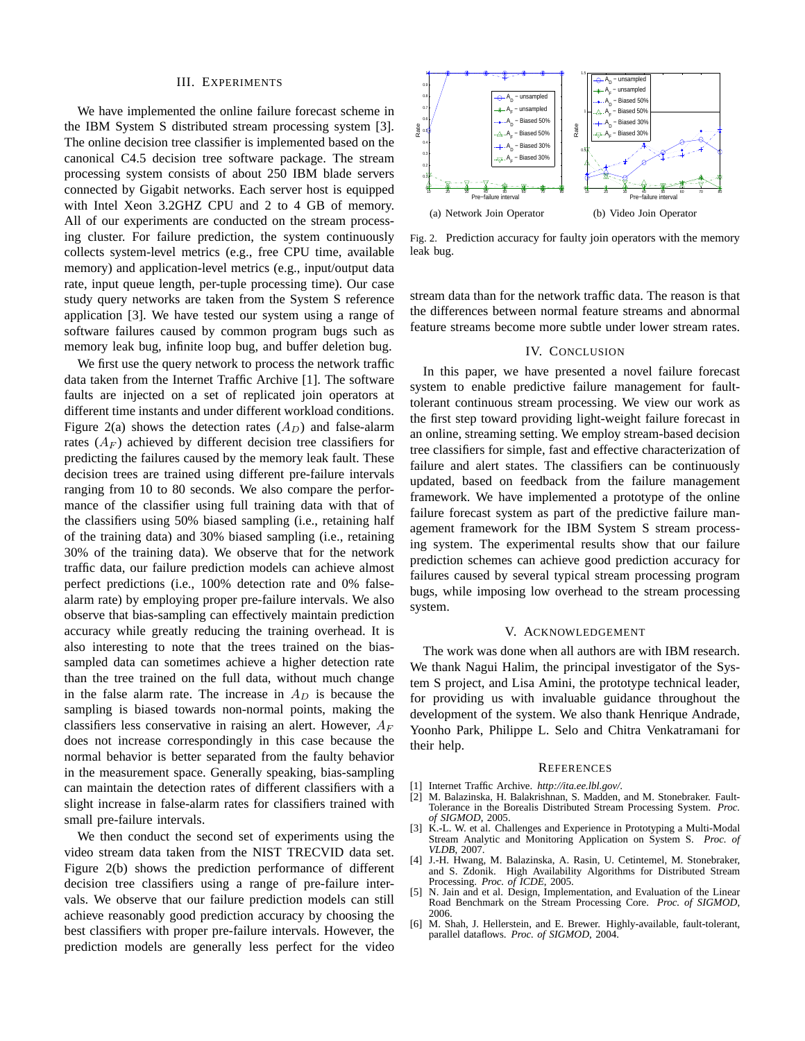## III. EXPERIMENTS

We have implemented the online failure forecast scheme in the IBM System S distributed stream processing system [3]. The online decision tree classifier is implemented based on the canonical C4.5 decision tree software package. The stream processing system consists of about 250 IBM blade servers connected by Gigabit networks. Each server host is equipped with Intel Xeon 3.2GHZ CPU and 2 to 4 GB of memory. All of our experiments are conducted on the stream processing cluster. For failure prediction, the system continuously collects system-level metrics (e.g., free CPU time, available memory) and application-level metrics (e.g., input/output data rate, input queue length, per-tuple processing time). Our case study query networks are taken from the System S reference application [3]. We have tested our system using a range of software failures caused by common program bugs such as memory leak bug, infinite loop bug, and buffer deletion bug.

We first use the query network to process the network traffic data taken from the Internet Traffic Archive [1]. The software faults are injected on a set of replicated join operators at different time instants and under different workload conditions. Figure 2(a) shows the detection rates ($A_D$) and false-alarm rates ($A_F$) achieved by different decision tree classifiers for predicting the failures caused by the memory leak fault. These decision trees are trained using different pre-failure intervals ranging from 10 to 80 seconds. We also compare the performance of the classifier using full training data with that of the classifiers using 50% biased sampling (i.e., retaining half of the training data) and 30% biased sampling (i.e., retaining 30% of the training data). We observe that for the network traffic data, our failure prediction models can achieve almost perfect predictions (i.e., 100% detection rate and 0% false-alarm rate) by employing proper pre-failure intervals. We also observe that bias-sampling can effectively maintain prediction accuracy while greatly reducing the training overhead. It is also interesting to note that the trees trained on the bias-sampled data can sometimes achieve a higher detection rate than the tree trained on the full data, without much change in the false alarm rate. The increase in $A_D$ is because the sampling is biased towards non-normal points, making the classifiers less conservative in raising an alert. However, $A_F$ does not increase correspondingly in this case because the normal behavior is better separated from the faulty behavior in the measurement space. Generally speaking, bias-sampling can maintain the detection rates of different classifiers with a slight increase in false-alarm rates for classifiers trained with small pre-failure intervals.

We then conduct the second set of experiments using the video stream data taken from the NIST TRECVID data set. Figure 2(b) shows the prediction performance of different decision tree classifiers using a range of pre-failure intervals. We observe that our failure prediction models can still achieve reasonably good prediction accuracy by choosing the best classifiers with proper pre-failure intervals. However, the prediction models are generally less perfect for the video stream data than for the network traffic data. The reason is that the differences between normal feature streams and abnormal feature streams become more subtle under lower stream rates.

Rate
Pre-failure interval
$A_D$ – unsampled
$A_F$ – unsampled
$A_D$ – Biased 50%
$A_F$ – Biased 50%
$A_D$ – Biased 30%
$A_F$ – Biased 30%

(a) Network Join Operator

(b) Video Join Operator

Fig. 2. Prediction accuracy for faulty join operators with the memory leak bug.

## IV. CONCLUSION

In this paper, we have presented a novel failure forecast system to enable predictive failure management for fault-tolerant continuous stream processing. We view our work as the first step toward providing light-weight failure forecast in an online, streaming setting. We employ stream-based decision tree classifiers for simple, fast and effective characterization of failure and alert states. The classifiers can be continuously updated, based on feedback from the failure management framework. We have implemented a prototype of the online failure forecast system as part of the predictive failure management framework for the IBM System S stream processing system. The experimental results show that our failure prediction schemes can achieve good prediction accuracy for failures caused by several typical stream processing program bugs, while imposing low overhead to the stream processing system.

## V. ACKNOWLEDGEMENT

The work was done when all authors are with IBM research. We thank Nagui Halim, the principal investigator of the System S project, and Lisa Amini, the prototype technical leader, for providing us with invaluable guidance throughout the development of the system. We also thank Henrique Andrade, Yoonho Park, Philippe L. Selo and Chitra Venkatramani for their help.

## REFERENCES

[1] Internet Traffic Archive. *http://ita.ee.lbl.gov/*.
[2] M. Balazinska, H. Balakrishnan, S. Madden, and M. Stonebraker. Fault-Tolerance in the Borealis Distributed Stream Processing System. *Proc. of SIGMOD*, 2005.
[3] K.-L. W. et al. Challenges and Experience in Prototyping a Multi-Modal Stream Analytic and Monitoring Application on System S. *Proc. of VLDB*, 2007.
[4] J.-H. Hwang, M. Balazinska, A. Rasin, U. Cetintemel, M. Stonebraker, and S. Zdonik. High Availability Algorithms for Distributed Stream Processing. *Proc. of ICDE*, 2005.
[5] N. Jain and et al. Design, Implementation, and Evaluation of the Linear Road Benchmark on the Stream Processing Core. *Proc. of SIGMOD*, 2006.
[6] M. Shah, J. Hellerstein, and E. Brewer. Highly-available, fault-tolerant, parallel dataflows. *Proc. of SIGMOD*, 2004.